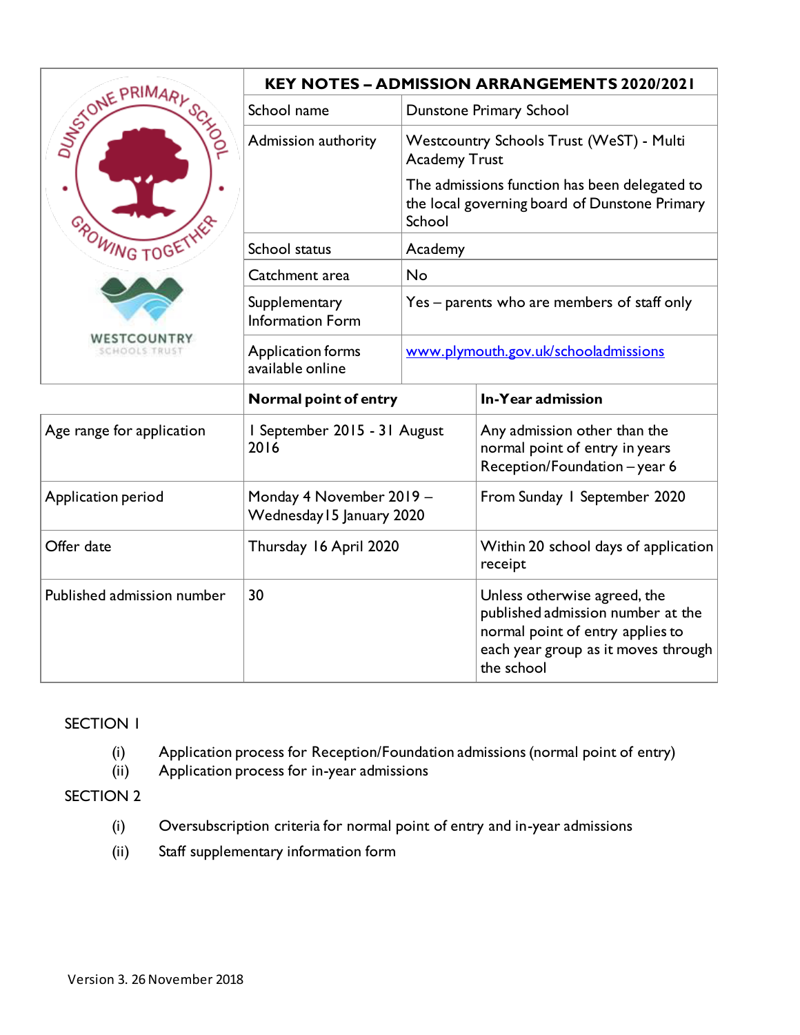| | KEY NOTES – ADMISSION ARRANGEMENTS 2020/2021 | | |
|---|---|---|---|
| | School name | Dunstone Primary School | |
| | Admission authority | Westcountry Schools Trust (WeST) - Multi Academy Trust<br><br>The admissions function has been delegated to the local governing board of Dunstone Primary School | |
| | School status | Academy | |
| | Catchment area | No | |
| | Supplementary Information Form | Yes – parents who are members of staff only | |
| | Application forms available online | [www.plymouth.gov.uk/schooladmissions](http://www.plymouth.gov.uk/schooladmissions) | |

| | Normal point of entry | In-Year admission |
|---|---|---|
| Age range for application | 1 September 2015 - 31 August 2016 | Any admission other than the normal point of entry in years Reception/Foundation – year 6 |
| Application period | Monday 4 November 2019 – Wednesday 15 January 2020 | From Sunday 1 September 2020 |
| Offer date | Thursday 16 April 2020 | Within 20 school days of application receipt |
| Published admission number | 30 | Unless otherwise agreed, the published admission number at the normal point of entry applies to each year group as it moves through the school |

SECTION 1

(i) Application process for Reception/Foundation admissions (normal point of entry)
(ii) Application process for in-year admissions

SECTION 2

(i) Oversubscription criteria for normal point of entry and in-year admissions
(ii) Staff supplementary information form

Version 3. 26 November 2018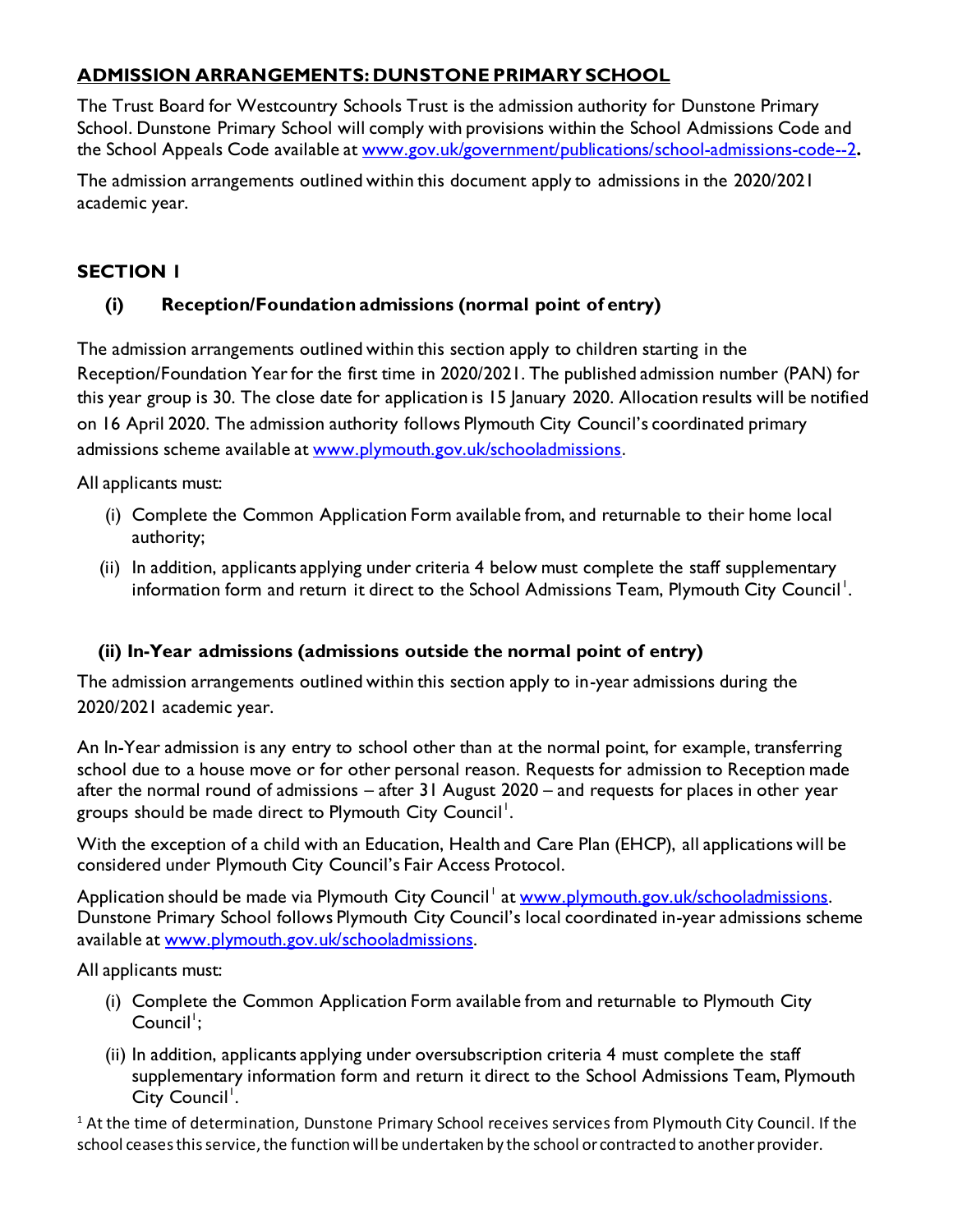## ADMISSION ARRANGEMENTS: DUNSTONE PRIMARY SCHOOL

The Trust Board for Westcountry Schools Trust is the admission authority for Dunstone Primary School. Dunstone Primary School will comply with provisions within the School Admissions Code and the School Appeals Code available at [www.gov.uk/government/publications/school-admissions-code--2](www.gov.uk/government/publications/school-admissions-code--2)**.**

The admission arrangements outlined within this document apply to admissions in the 2020/2021 academic year.

### SECTION 1

#### (i) Reception/Foundation admissions (normal point of entry)

The admission arrangements outlined within this section apply to children starting in the Reception/Foundation Year for the first time in 2020/2021. The published admission number (PAN) for this year group is 30. The close date for application is 15 January 2020. Allocation results will be notified on 16 April 2020. The admission authority follows Plymouth City Council's coordinated primary admissions scheme available at [www.plymouth.gov.uk/schooladmissions](www.plymouth.gov.uk/schooladmissions).

All applicants must:

(i) Complete the Common Application Form available from, and returnable to their home local authority;

(ii) In addition, applicants applying under criteria 4 below must complete the staff supplementary information form and return it direct to the School Admissions Team, Plymouth City Council[1].

#### (ii) In-Year admissions (admissions outside the normal point of entry)

The admission arrangements outlined within this section apply to in-year admissions during the 2020/2021 academic year.

An In-Year admission is any entry to school other than at the normal point, for example, transferring school due to a house move or for other personal reason. Requests for admission to Reception made after the normal round of admissions – after 31 August 2020 – and requests for places in other year groups should be made direct to Plymouth City Council[1].

With the exception of a child with an Education, Health and Care Plan (EHCP), all applications will be considered under Plymouth City Council's Fair Access Protocol.

Application should be made via Plymouth City Council[1] at [www.plymouth.gov.uk/schooladmissions](www.plymouth.gov.uk/schooladmissions). Dunstone Primary School follows Plymouth City Council's local coordinated in-year admissions scheme available at [www.plymouth.gov.uk/schooladmissions](www.plymouth.gov.uk/schooladmissions).

All applicants must:

(i) Complete the Common Application Form available from and returnable to Plymouth City Council[1];

(ii) In addition, applicants applying under oversubscription criteria 4 must complete the staff supplementary information form and return it direct to the School Admissions Team, Plymouth City Council[1].

[1] At the time of determination, Dunstone Primary School receives services from Plymouth City Council. If the school ceases this service, the function will be undertaken by the school or contracted to another provider.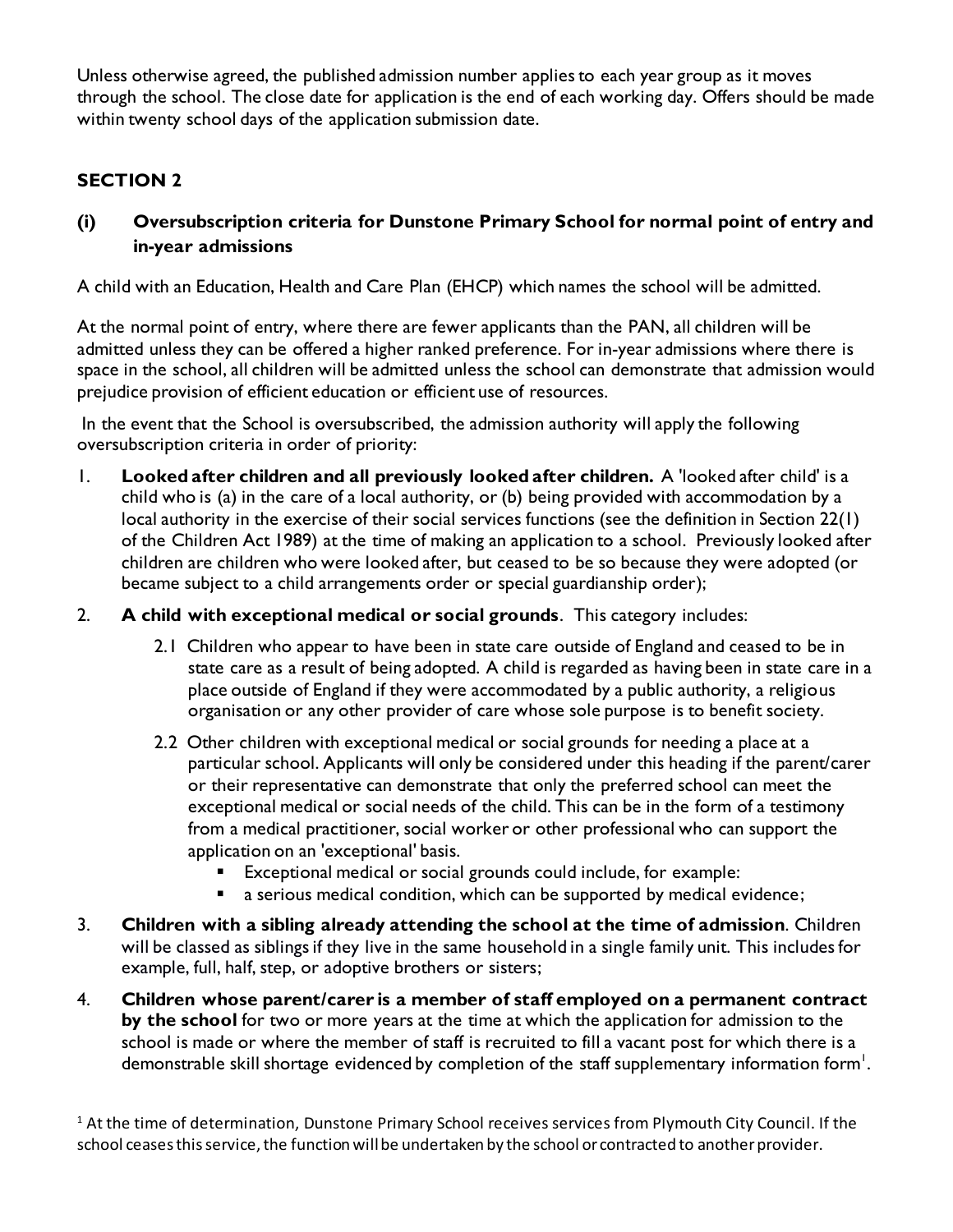Unless otherwise agreed, the published admission number applies to each year group as it moves through the school. The close date for application is the end of each working day. Offers should be made within twenty school days of the application submission date.

## SECTION 2

### (i) Oversubscription criteria for Dunstone Primary School for normal point of entry and in-year admissions

A child with an Education, Health and Care Plan (EHCP) which names the school will be admitted.

At the normal point of entry, where there are fewer applicants than the PAN, all children will be admitted unless they can be offered a higher ranked preference. For in-year admissions where there is space in the school, all children will be admitted unless the school can demonstrate that admission would prejudice provision of efficient education or efficient use of resources.

In the event that the School is oversubscribed, the admission authority will apply the following oversubscription criteria in order of priority:

1. **Looked after children and all previously looked after children.** A 'looked after child' is a child who is (a) in the care of a local authority, or (b) being provided with accommodation by a local authority in the exercise of their social services functions (see the definition in Section 22(1) of the Children Act 1989) at the time of making an application to a school. Previously looked after children are children who were looked after, but ceased to be so because they were adopted (or became subject to a child arrangements order or special guardianship order);

2. **A child with exceptional medical or social grounds**. This category includes:

   2.1 Children who appear to have been in state care outside of England and ceased to be in state care as a result of being adopted. A child is regarded as having been in state care in a place outside of England if they were accommodated by a public authority, a religious organisation or any other provider of care whose sole purpose is to benefit society.

   2.2 Other children with exceptional medical or social grounds for needing a place at a particular school. Applicants will only be considered under this heading if the parent/carer or their representative can demonstrate that only the preferred school can meet the exceptional medical or social needs of the child. This can be in the form of a testimony from a medical practitioner, social worker or other professional who can support the application on an 'exceptional' basis.
   - Exceptional medical or social grounds could include, for example:
   - a serious medical condition, which can be supported by medical evidence;

3. **Children with a sibling already attending the school at the time of admission**. Children will be classed as siblings if they live in the same household in a single family unit. This includes for example, full, half, step, or adoptive brothers or sisters;

4. **Children whose parent/carer is a member of staff employed on a permanent contract by the school** for two or more years at the time at which the application for admission to the school is made or where the member of staff is recruited to fill a vacant post for which there is a demonstrable skill shortage evidenced by completion of the staff supplementary information form[1].

[1] At the time of determination, Dunstone Primary School receives services from Plymouth City Council. If the school ceases this service, the function will be undertaken by the school or contracted to another provider.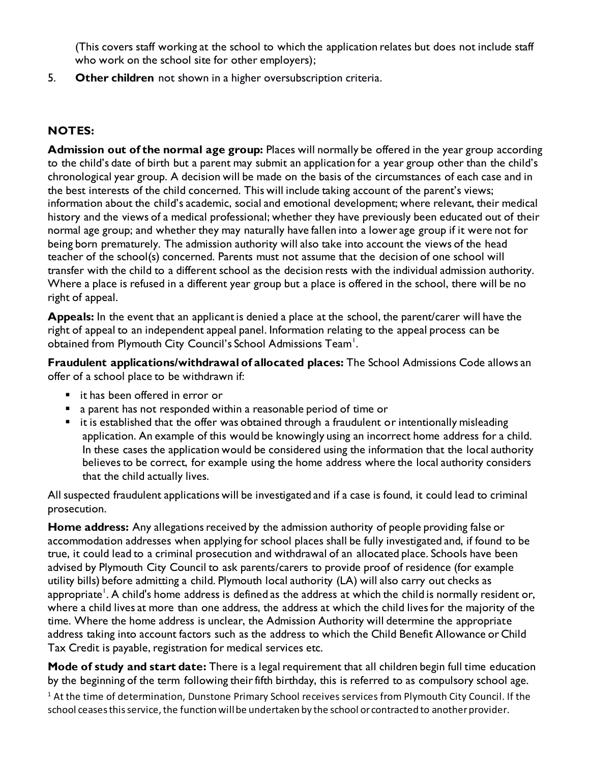(This covers staff working at the school to which the application relates but does not include staff who work on the school site for other employers);

5. **Other children** not shown in a higher oversubscription criteria.

## NOTES:

**Admission out of the normal age group:** Places will normally be offered in the year group according to the child's date of birth but a parent may submit an application for a year group other than the child's chronological year group. A decision will be made on the basis of the circumstances of each case and in the best interests of the child concerned. This will include taking account of the parent's views; information about the child's academic, social and emotional development; where relevant, their medical history and the views of a medical professional; whether they have previously been educated out of their normal age group; and whether they may naturally have fallen into a lower age group if it were not for being born prematurely. The admission authority will also take into account the views of the head teacher of the school(s) concerned. Parents must not assume that the decision of one school will transfer with the child to a different school as the decision rests with the individual admission authority. Where a place is refused in a different year group but a place is offered in the school, there will be no right of appeal.

**Appeals:** In the event that an applicant is denied a place at the school, the parent/carer will have the right of appeal to an independent appeal panel. Information relating to the appeal process can be obtained from Plymouth City Council's School Admissions Team[1].

**Fraudulent applications/withdrawal of allocated places:** The School Admissions Code allows an offer of a school place to be withdrawn if:

- it has been offered in error or
- a parent has not responded within a reasonable period of time or
- it is established that the offer was obtained through a fraudulent or intentionally misleading application. An example of this would be knowingly using an incorrect home address for a child. In these cases the application would be considered using the information that the local authority believes to be correct, for example using the home address where the local authority considers that the child actually lives.

All suspected fraudulent applications will be investigated and if a case is found, it could lead to criminal prosecution.

**Home address:** Any allegations received by the admission authority of people providing false or accommodation addresses when applying for school places shall be fully investigated and, if found to be true, it could lead to a criminal prosecution and withdrawal of an allocated place. Schools have been advised by Plymouth City Council to ask parents/carers to provide proof of residence (for example utility bills) before admitting a child. Plymouth local authority (LA) will also carry out checks as appropriate[1]. A child's home address is defined as the address at which the child is normally resident or, where a child lives at more than one address, the address at which the child lives for the majority of the time. Where the home address is unclear, the Admission Authority will determine the appropriate address taking into account factors such as the address to which the Child Benefit Allowance or Child Tax Credit is payable, registration for medical services etc.

**Mode of study and start date:** There is a legal requirement that all children begin full time education by the beginning of the term following their fifth birthday, this is referred to as compulsory school age.

[1] At the time of determination, Dunstone Primary School receives services from Plymouth City Council. If the school ceases this service, the function will be undertaken by the school or contracted to another provider.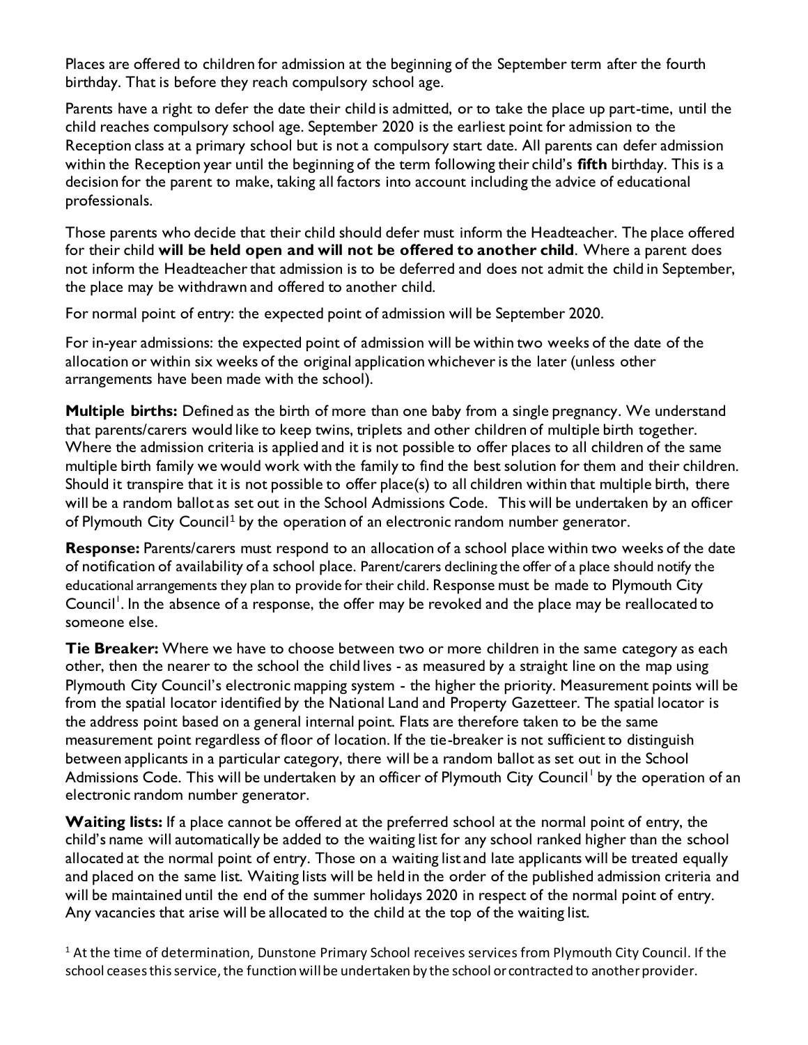Places are offered to children for admission at the beginning of the September term after the fourth birthday. That is before they reach compulsory school age.

Parents have a right to defer the date their child is admitted, or to take the place up part-time, until the child reaches compulsory school age. September 2020 is the earliest point for admission to the Reception class at a primary school but is not a compulsory start date. All parents can defer admission within the Reception year until the beginning of the term following their child's **fifth** birthday. This is a decision for the parent to make, taking all factors into account including the advice of educational professionals.

Those parents who decide that their child should defer must inform the Headteacher. The place offered for their child **will be held open and will not be offered to another child**. Where a parent does not inform the Headteacher that admission is to be deferred and does not admit the child in September, the place may be withdrawn and offered to another child.

For normal point of entry: the expected point of admission will be September 2020.

For in-year admissions: the expected point of admission will be within two weeks of the date of the allocation or within six weeks of the original application whichever is the later (unless other arrangements have been made with the school).

**Multiple births:** Defined as the birth of more than one baby from a single pregnancy. We understand that parents/carers would like to keep twins, triplets and other children of multiple birth together. Where the admission criteria is applied and it is not possible to offer places to all children of the same multiple birth family we would work with the family to find the best solution for them and their children. Should it transpire that it is not possible to offer place(s) to all children within that multiple birth, there will be a random ballot as set out in the School Admissions Code. This will be undertaken by an officer of Plymouth City Council[1] by the operation of an electronic random number generator.

**Response:** Parents/carers must respond to an allocation of a school place within two weeks of the date of notification of availability of a school place. Parent/carers declining the offer of a place should notify the educational arrangements they plan to provide for their child. Response must be made to Plymouth City Council[1]. In the absence of a response, the offer may be revoked and the place may be reallocated to someone else.

**Tie Breaker:** Where we have to choose between two or more children in the same category as each other, then the nearer to the school the child lives - as measured by a straight line on the map using Plymouth City Council's electronic mapping system - the higher the priority. Measurement points will be from the spatial locator identified by the National Land and Property Gazetteer. The spatial locator is the address point based on a general internal point. Flats are therefore taken to be the same measurement point regardless of floor of location. If the tie-breaker is not sufficient to distinguish between applicants in a particular category, there will be a random ballot as set out in the School Admissions Code. This will be undertaken by an officer of Plymouth City Council[1] by the operation of an electronic random number generator.

**Waiting lists:** If a place cannot be offered at the preferred school at the normal point of entry, the child's name will automatically be added to the waiting list for any school ranked higher than the school allocated at the normal point of entry. Those on a waiting list and late applicants will be treated equally and placed on the same list. Waiting lists will be held in the order of the published admission criteria and will be maintained until the end of the summer holidays 2020 in respect of the normal point of entry. Any vacancies that arise will be allocated to the child at the top of the waiting list.

[1] At the time of determination, Dunstone Primary School receives services from Plymouth City Council. If the school ceases this service, the function will be undertaken by the school or contracted to another provider.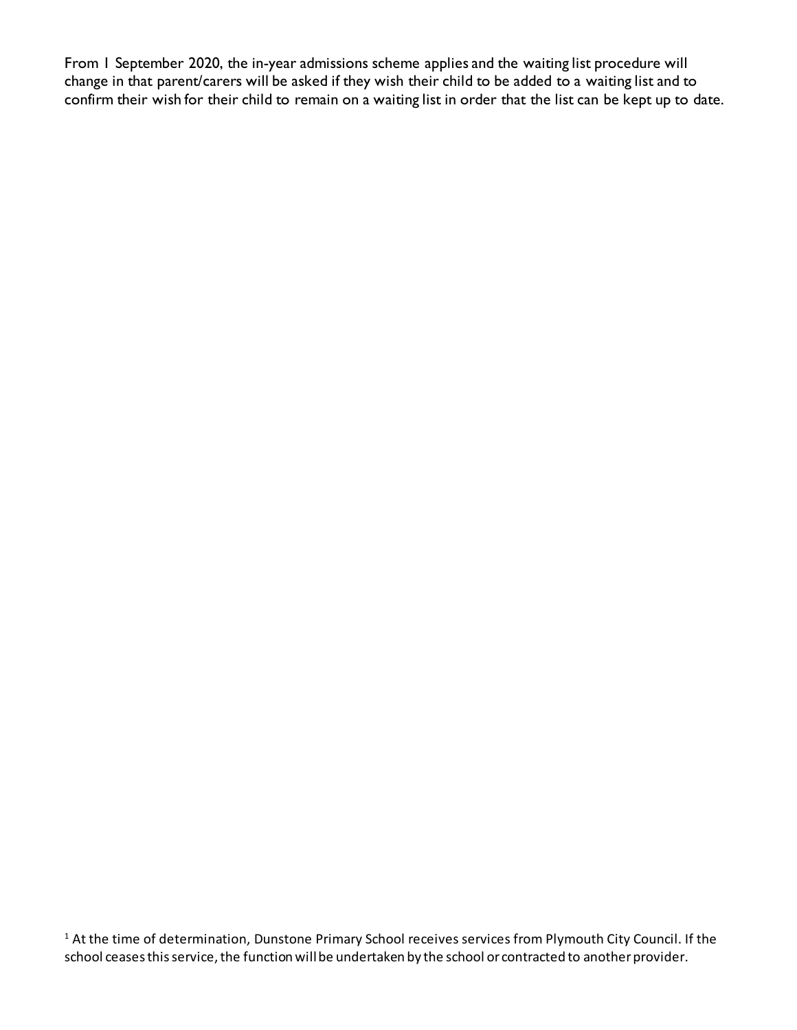From 1 September 2020, the in-year admissions scheme applies and the waiting list procedure will change in that parent/carers will be asked if they wish their child to be added to a waiting list and to confirm their wish for their child to remain on a waiting list in order that the list can be kept up to date.

[1] At the time of determination, Dunstone Primary School receives services from Plymouth City Council. If the school ceases this service, the function will be undertaken by the school or contracted to another provider.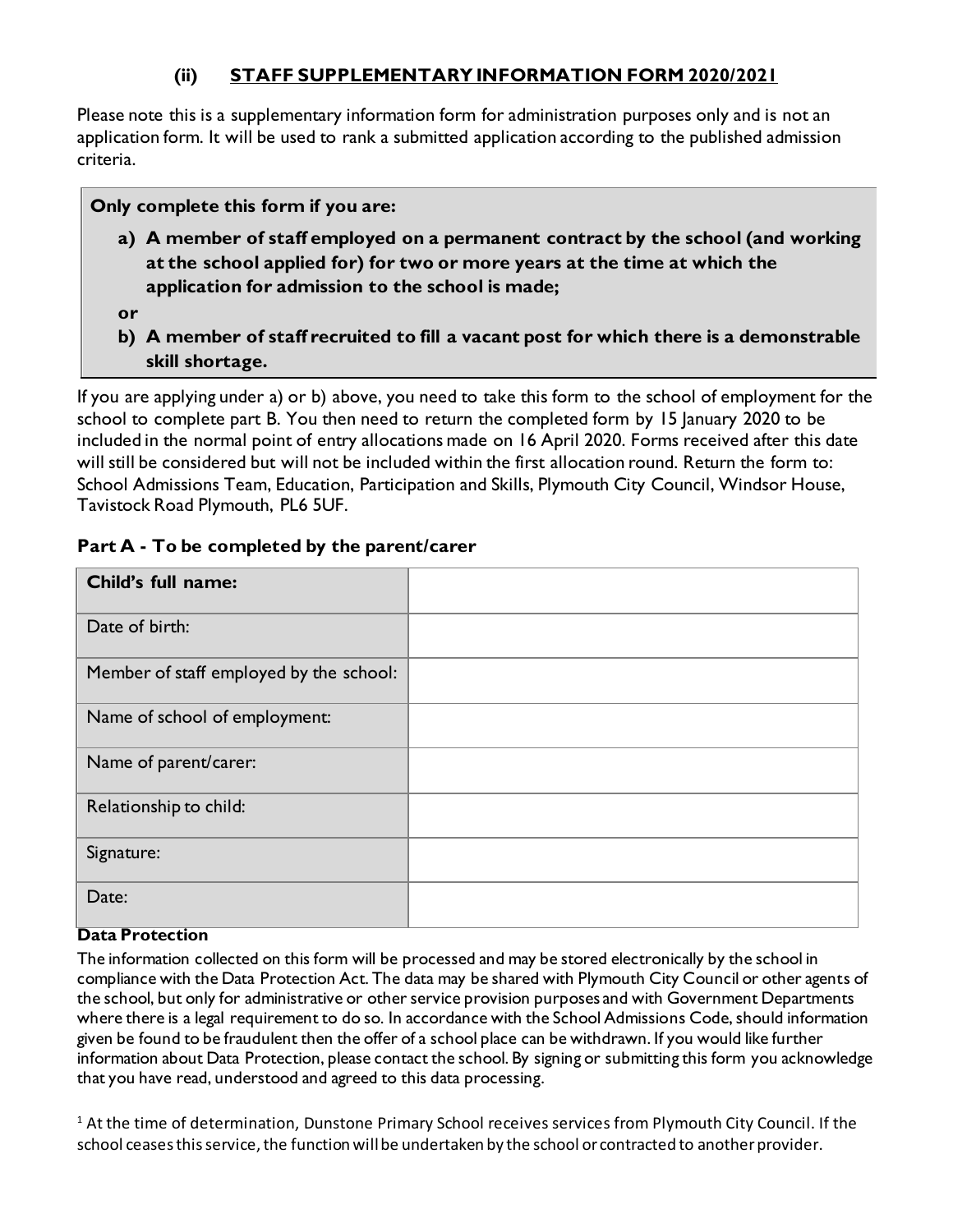## (ii) STAFF SUPPLEMENTARY INFORMATION FORM 2020/2021

Please note this is a supplementary information form for administration purposes only and is not an application form. It will be used to rank a submitted application according to the published admission criteria.

**Only complete this form if you are:**

**a) A member of staff employed on a permanent contract by the school (and working at the school applied for) for two or more years at the time at which the application for admission to the school is made;**

**or**

**b) A member of staff recruited to fill a vacant post for which there is a demonstrable skill shortage.**

If you are applying under a) or b) above, you need to take this form to the school of employment for the school to complete part B. You then need to return the completed form by 15 January 2020 to be included in the normal point of entry allocations made on 16 April 2020. Forms received after this date will still be considered but will not be included within the first allocation round. Return the form to: School Admissions Team, Education, Participation and Skills, Plymouth City Council, Windsor House, Tavistock Road Plymouth, PL6 5UF.

### Part A - To be completed by the parent/carer

| **Child's full name:** | |
|---|---|
| Date of birth: | |
| Member of staff employed by the school: | |
| Name of school of employment: | |
| Name of parent/carer: | |
| Relationship to child: | |
| Signature: | |
| Date: | |

**Data Protection**

The information collected on this form will be processed and may be stored electronically by the school in compliance with the Data Protection Act. The data may be shared with Plymouth City Council or other agents of the school, but only for administrative or other service provision purposes and with Government Departments where there is a legal requirement to do so. In accordance with the School Admissions Code, should information given be found to be fraudulent then the offer of a school place can be withdrawn. If you would like further information about Data Protection, please contact the school. By signing or submitting this form you acknowledge that you have read, understood and agreed to this data processing.

[1] At the time of determination, Dunstone Primary School receives services from Plymouth City Council. If the school ceases this service, the function will be undertaken by the school or contracted to another provider.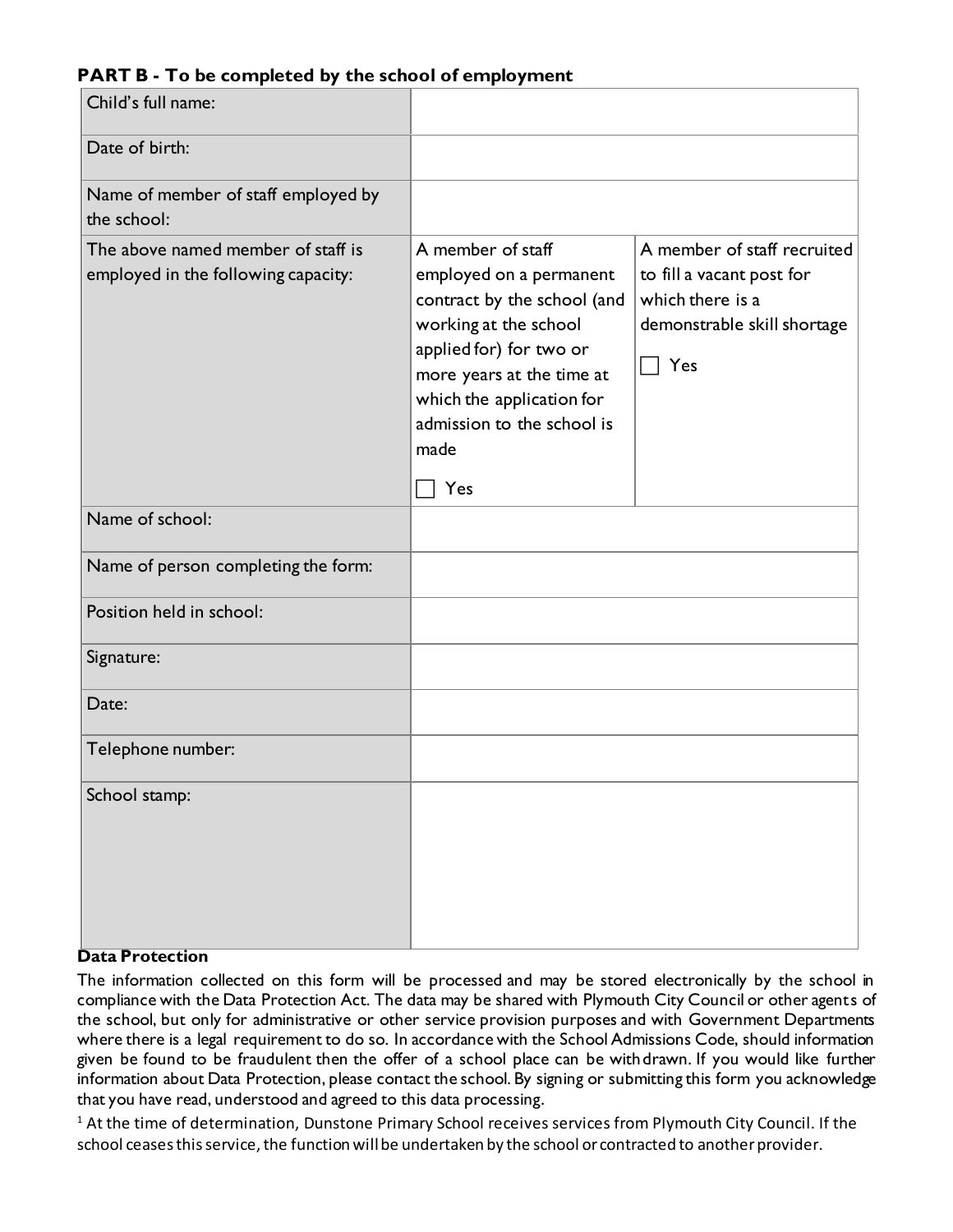**PART B - To be completed by the school of employment**

| | | |
|---|---|---|
| Child's full name: | | |
| Date of birth: | | |
| Name of member of staff employed by the school: | | |
| The above named member of staff is employed in the following capacity: | A member of staff employed on a permanent contract by the school (and working at the school applied for) for two or more years at the time at which the application for admission to the school is made<br><br>☐ Yes | A member of staff recruited to fill a vacant post for which there is a demonstrable skill shortage<br><br>☐ Yes |
| Name of school: | | |
| Name of person completing the form: | | |
| Position held in school: | | |
| Signature: | | |
| Date: | | |
| Telephone number: | | |
| School stamp: | | |

**Data Protection**

The information collected on this form will be processed and may be stored electronically by the school in compliance with the Data Protection Act. The data may be shared with Plymouth City Council or other agents of the school, but only for administrative or other service provision purposes and with Government Departments where there is a legal requirement to do so. In accordance with the School Admissions Code, should information given be found to be fraudulent then the offer of a school place can be withdrawn. If you would like further information about Data Protection, please contact the school. By signing or submitting this form you acknowledge that you have read, understood and agreed to this data processing.

[1] At the time of determination, Dunstone Primary School receives services from Plymouth City Council. If the school ceases this service, the function will be undertaken by the school or contracted to another provider.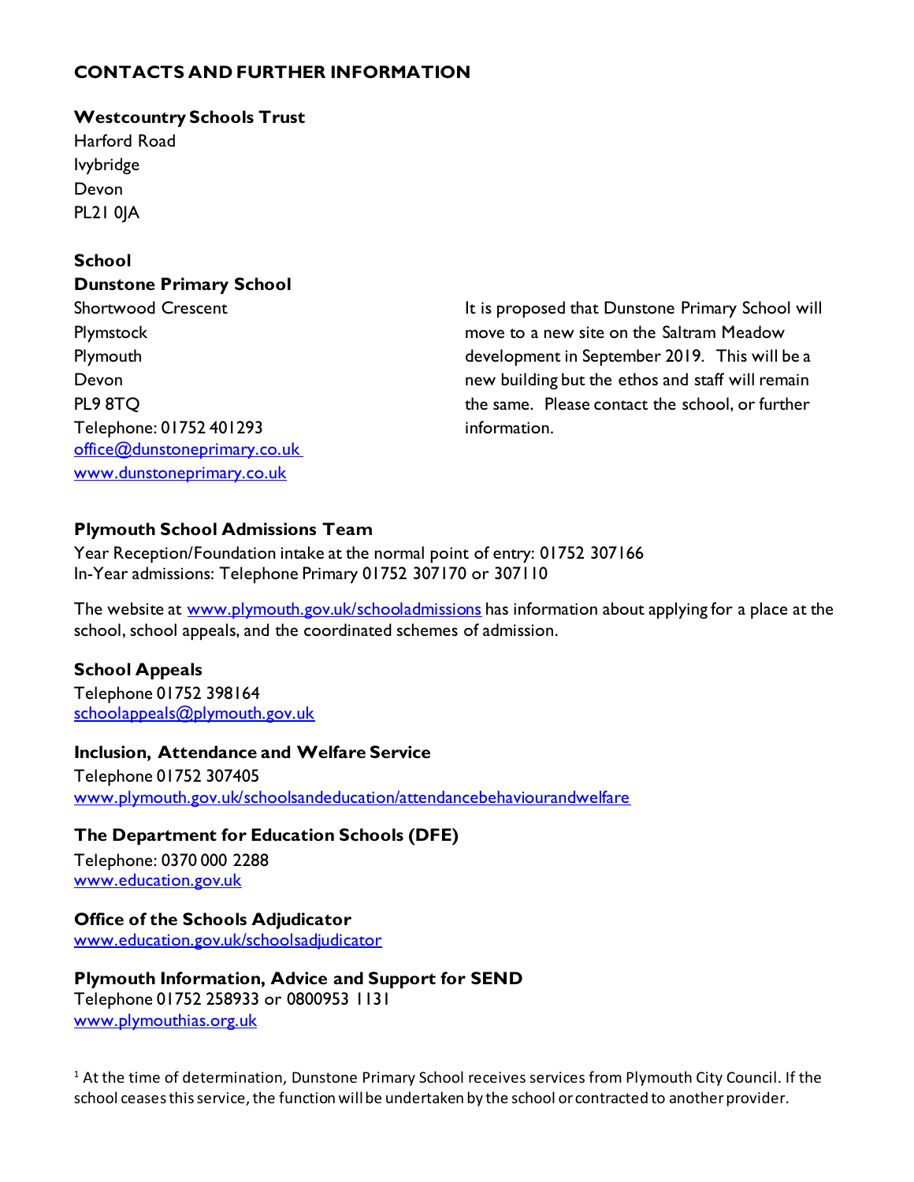## CONTACTS AND FURTHER INFORMATION

**Westcountry Schools Trust**
Harford Road
Ivybridge
Devon
PL21 0JA

**School**
**Dunstone Primary School**
Shortwood Crescent
Plymstock
Plymouth
Devon
PL9 8TQ
Telephone: 01752 401293
office@dunstoneprimary.co.uk
www.dunstoneprimary.co.uk

It is proposed that Dunstone Primary School will move to a new site on the Saltram Meadow development in September 2019. This will be a new building but the ethos and staff will remain the same. Please contact the school, or further information.

**Plymouth School Admissions Team**
Year Reception/Foundation intake at the normal point of entry: 01752 307166
In-Year admissions: Telephone Primary 01752 307170 or 307110

The website at www.plymouth.gov.uk/schooladmissions has information about applying for a place at the school, school appeals, and the coordinated schemes of admission.

**School Appeals**
Telephone 01752 398164
schoolappeals@plymouth.gov.uk

**Inclusion, Attendance and Welfare Service**
Telephone 01752 307405
www.plymouth.gov.uk/schoolsandeducation/attendancebehaviourandwelfare

**The Department for Education Schools (DFE)**
Telephone: 0370 000 2288
www.education.gov.uk

**Office of the Schools Adjudicator**
www.education.gov.uk/schoolsadjudicator

**Plymouth Information, Advice and Support for SEND**
Telephone 01752 258933 or 0800953 1131
www.plymouthias.org.uk

[1] At the time of determination, Dunstone Primary School receives services from Plymouth City Council. If the school ceases this service, the function will be undertaken by the school or contracted to another provider.